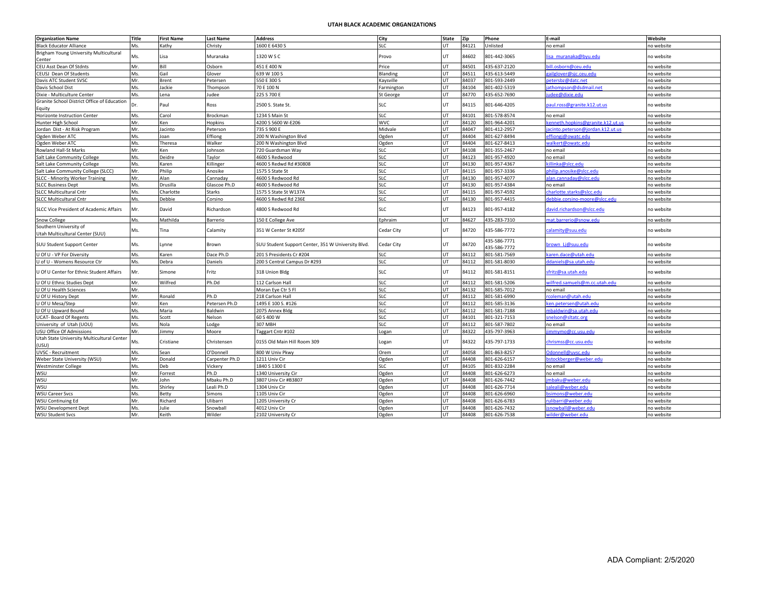# UTAH BLACK ACADEMIC ORGANIZATIONS

| Organization Name | Title | First Name | Last Name | Address | City | State | Zip | Phone | E-mail | Website |
|---|---|---|---|---|---|---|---|---|---|---|
| Black Educator Alliance | Ms. | Kathy | Christy | 1600 E 6430 S | SLC | UT | 84121 | Unlisted | no email | no website |
| Brigham Young University Multicultural Center | Ms. | Lisa | Muranaka | 1320 W S C | Provo | UT | 84602 | 801-442-3065 | lisa_muranaka@byu.edu | no website |
| CEU Asst Dean Of Stdnts | Mr. | Bill | Osborn | 451 E 400 N | Price | UT | 84501 | 435-637-2120 | bill.osborn@ceu.edu | no website |
| CEUSJ Dean Of Students | Ms. | Gail | Glover | 639 W 100 S | Blanding | UT | 84511 | 435-613-5449 | gailglover@sjc.ceu.edu | no website |
| Davis ATC Student SVSC | Mr. | Brent | Petersen | 550 E 300 S | Kaysville | UT | 84037 | 801-593-2449 | petersbz@datc.net | no website |
| Davis School Dist | Ms. | Jackie | Thompson | 70 E 100 N | Farmington | UT | 84104 | 801-402-5319 | jathompson@dsdmail.net | no website |
| Dixie - Multiculture Center | Ms. | Lena | Judee | 225 S 700 E | St George | UT | 84770 | 435-652-7690 | judee@dixie.edu | no website |
| Granite School District Office of Education Equity | Dr. | Paul | Ross | 2500 S. State St. | SLC | UT | 84115 | 801-646-4205 | paul.ross@granite.k12.ut.us | no website |
| Horizonte Instruction Center | Ms. | Carol | Brockman | 1234 S Main St | SLC | UT | 84101 | 801-578-8574 | no email | no website |
| Hunter High School | Mr. | Ken | Hopkins | 4200 S 5600 W-E206 | WVC | UT | 84120 | 801-964-4201 | kenneth.hopkins@granite.k12.ut.us | no website |
| Jordan Dist - At Risk Program | Mr. | Jacinto | Peterson | 735 S 900 E | Midvale | UT | 84047 | 801-412-2957 | jacinto.peterson@jordan.k12.ut.us | no website |
| Ogden Weber ATC | Ms. | Joan | Effiong | 200 N Washington Blvd | Ogden | UT | 84404 | 801-627-8494 | effiongj@owatc.edu | no website |
| Ogden Weber ATC | Ms. | Theresa | Walker | 200 N Washington Blvd | Ogden | UT | 84404 | 801-627-8413 | walkert@owatc.edu | no website |
| Rowland Hall-St Marks | Mr. | Ken | Johnson | 720 Guardsman Way | SLC | UT | 84108 | 801-355-2467 | no email | no website |
| Salt Lake Community College | Ms. | Deidre | Taylor | 4600 S Redwood | SLC | UT | 84123 | 801-957-4920 | no email | no website |
| Salt Lake Community College | Ms. | Karen | Killinger | 4600 S Redwd Rd #30808 | SLC | UT | 84130 | 801-957-4367 | killinka@slcc.edu | no website |
| Salt Lake Community College (SLCC) | Mr. | Philip | Anosike | 1575 S State St | SLC | UT | 84115 | 801-957-3336 | philip.anosike@slcc.edu | no website |
| SLCC - Minority Worker Training | Mr. | Alan | Cannaday | 4600 S Redwood Rd | SLC | UT | 84130 | 801-957-4077 | alan.cannaday@slcc.edu | no website |
| SLCC Business Dept | Ms. | Drusilla | Glascoe Ph.D | 4600 S Redwood Rd | SLC | UT | 84130 | 801-957-4384 | no email | no website |
| SLCC Multicultural Cntr | Ms. | Charlotte | Starks | 1575 S State St W137A | SLC | UT | 84115 | 801-957-4592 | charlotte.starks@slcc.edu | no website |
| SLCC Multicultural Cntr | Ms. | Debbie | Corsino | 4600 S Redwd Rd 236E | SLC | UT | 84130 | 801-957-4415 | debbie.corsino-moore@slcc.edu | no website |
| SLCC Vice President of Academic Affairs | Mr. | David | Richardson | 4800 S Redwood Rd | SLC | UT | 84123 | 801-957-4182 | david.richardson@slcc.edu | no website |
| Snow College | Ms. | Mathilda | Barrerio | 150 E College Ave | Ephraim | UT | 84627 | 435-283-7310 | mat.barrerio@snow.edu | no website |
| Southern University of Utah Multicultural Center (SUU) | Ms. | Tina | Calamity | 351 W Center St #205f | Cedar City | UT | 84720 | 435-586-7772 | calamity@suu.edu | no website |
| SUU Student Support Center | Ms. | Lynne | Brown | SUU Student Support Center, 351 W University Blvd. | Cedar City | UT | 84720 | 435-586-7771 435-586-7772 | brown_Lj@suu.edu | no website |
| U Of U - VP For Diversity | Ms. | Karen | Dace Ph.D | 201 S Presidents Cr #204 | SLC | UT | 84112 | 801-581-7569 | karen.dace@utah.edu | no website |
| U of U - Womens Resource Ctr | Ms. | Debra | Daniels | 200 S Central Campus Dr #293 | SLC | UT | 84112 | 801-581-8030 | ddaniels@sa.utah.edu | no website |
| U Of U Center for Ethnic Student Affairs | Mr. | Simone | Fritz | 318 Union Bldg | SLC | UT | 84112 | 801-581-8151 | sfritz@sa.utah.edu | no website |
| U Of U Ethnic Studies Dept | Mr. | Wilfred | Ph.Dd | 112 Carlson Hall | SLC | UT | 84112 | 801-581-5206 | wilfred.samuels@m.cc.utah.edu | no website |
| U Of U Health Sciences | Mr. | | | Moran Eye Ctr 5 Fl | SLC | UT | 84132 | 801-585-7012 | no email | no website |
| U Of U History Dept | Mr. | Ronald | Ph.D | 218 Carlson Hall | SLC | UT | 84112 | 801-581-6990 | rcoleman@utah.edu | no website |
| U Of U Mesa/Step | Mr. | Ken | Petersen Ph.D | 1495 E 100 S. #126 | SLC | UT | 84112 | 801-585-3136 | ken.petersen@utah.edu | no website |
| U Of U Upward Bound | Ms. | Maria | Baldwin | 2075 Annex Bldg | SLC | UT | 84112 | 801-581-7188 | mbaldwin@sa.utah.edu | no website |
| UCAT- Board Of Regents | Ms. | Scott | Nelson | 60 S 400 W | SLC | UT | 84101 | 801-321-7153 | snelson@sltatc.org | no website |
| University of Utah (UOU) | Ms. | Nola | Lodge | 307 MBH | SLC | UT | 84112 | 801-587-7802 | no email | no website |
| USU Office Of Admissions | Mr. | Jimmy | Moore | Taggart Cntr #102 | Logan | UT | 84322 | 435-797-3963 | jimmymo@cc.usu.edu | no website |
| Utah State University Multicultural Center (USU) | Ms. | Cristiane | Christensen | 0155 Old Main Hill Room 309 | Logan | UT | 84322 | 435-797-1733 | chrismss@cc.usu.edu | no website |
| UVSC - Recruitment | Ms. | Sean | O'Donnell | 800 W Univ Pkwy | Orem | UT | 84058 | 801-863-8257 | Odonnell@uvsc.edu | no website |
| Weber State University (WSU) | Mr. | Donald | Carpenter Ph.D | 1211 Univ Cir | Ogden | UT | 84408 | 801-626-6157 | bstockberger@weber.edu | no website |
| Westminster College | Ms. | Deb | Vickery | 1840 S 1300 E | SLC | UT | 84105 | 801-832-2284 | no email | no website |
| WSU | Mr. | Forrest | Ph.D | 1340 University Cir | Ogden | UT | 84408 | 801-626-6273 | no email | no website |
| WSU | Mr. | John | Mbaku Ph.D | 3807 Univ Cir #B3807 | Ogden | UT | 84408 | 801-626-7442 | jmbaku@weber.edu | no website |
| WSU | Ms. | Shirley | Leali Ph.D | 1304 Univ Cir | Ogden | UT | 84408 | 801-626-7714 | saleali@weber.edu | no website |
| WSU Career Svcs | Ms. | Betty | Simons | 1105 Univ Cir | Ogden | UT | 84408 | 801-626-6960 | bsimons@weber.edu | no website |
| WSU Continuing Ed | Mr. | Richard | Ulibarri | 1205 University Cr | Ogden | UT | 84408 | 801-626-6783 | rulibarri@weber.edu | no website |
| WSU Development Dept | Ms. | Julie | Snowball | 4012 Univ Cir | Ogden | UT | 84408 | 801-626-7432 | jsnowball@weber.edu | no website |
| WSU Student Svcs | Mr. | Keith | Wilder | 2102 University Cr | Ogden | UT | 84408 | 801-626-7538 | wilder@weber.edu | no website |

ADA Compliant: 2/5/2020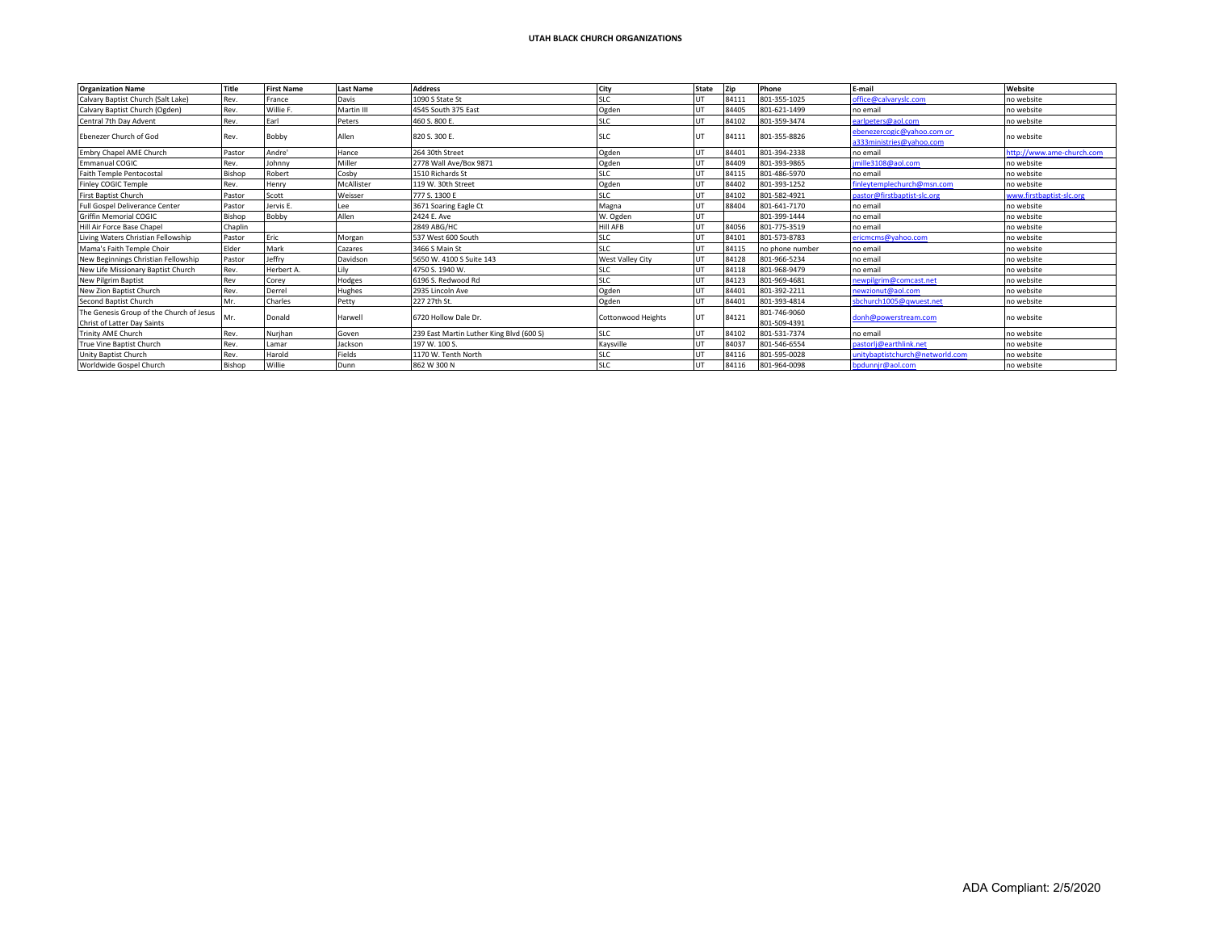**UTAH BLACK CHURCH ORGANIZATIONS**

| Organization Name | Title | First Name | Last Name | Address | City | State | Zip | Phone | E-mail | Website |
|---|---|---|---|---|---|---|---|---|---|---|
| Calvary Baptist Church (Salt Lake) | Rev. | France | Davis | 1090 S State St | SLC | UT | 84111 | 801-355-1025 | office@calvaryslc.com | no website |
| Calvary Baptist Church (Ogden) | Rev. | Willie F. | Martin III | 4545 South 375 East | Ogden | UT | 84405 | 801-621-1499 | no email | no website |
| Central 7th Day Advent | Rev. | Earl | Peters | 460 S. 800 E. | SLC | UT | 84102 | 801-359-3474 | earlpeters@aol.com | no website |
| Ebenezer Church of God | Rev. | Bobby | Allen | 820 S. 300 E. | SLC | UT | 84111 | 801-355-8826 | ebenezercogic@yahoo.com or a333ministries@yahoo.com | no website |
| Embry Chapel AME Church | Pastor | Andre' | Hance | 264 30th Street | Ogden | UT | 84401 | 801-394-2338 | no email | http://www.ame-church.com |
| Emmanual COGIC | Rev. | Johnny | Miller | 2778 Wall Ave/Box 9871 | Ogden | UT | 84409 | 801-393-9865 | jmille3108@aol.com | no website |
| Faith Temple Pentocostal | Bishop | Robert | Cosby | 1510 Richards St | SLC | UT | 84115 | 801-486-5970 | no email | no website |
| Finley COGIC Temple | Rev. | Henry | McAllister | 119 W. 30th Street | Ogden | UT | 84402 | 801-393-1252 | finleytemplechurch@msn.com | no website |
| First Baptist Church | Pastor | Scott | Weisser | 777 S. 1300 E | SLC | UT | 84102 | 801-582-4921 | pastor@firstbaptist-slc.org | www.firstbaptist-slc.org |
| Full Gospel Deliverance Center | Pastor | Jervis E. | Lee | 3671 Soaring Eagle Ct | Magna | UT | 88404 | 801-641-7170 | no email | no website |
| Griffin Memorial COGIC | Bishop | Bobby | Allen | 2424 E. Ave | W. Ogden | UT | | 801-399-1444 | no email | no website |
| Hill Air Force Base Chapel | Chaplin | | | 2849 ABG/HC | Hill AFB | UT | 84056 | 801-775-3519 | no email | no website |
| Living Waters Christian Fellowship | Pastor | Eric | Morgan | 537 West 600 South | SLC | UT | 84101 | 801-573-8783 | ericmcms@yahoo.com | no website |
| Mama's Faith Temple Choir | Elder | Mark | Cazares | 3466 S Main St | SLC | UT | 84115 | no phone number | no email | no website |
| New Beginnings Christian Fellowship | Pastor | Jeffry | Davidson | 5650 W. 4100 S Suite 143 | West Valley City | UT | 84128 | 801-966-5234 | no email | no website |
| New Life Missionary Baptist Church | Rev. | Herbert A. | Lily | 4750 S. 1940 W. | SLC | UT | 84118 | 801-968-9479 | no email | no website |
| New Pilgrim Baptist | Rev | Corey | Hodges | 6196 S. Redwood Rd | SLC | UT | 84123 | 801-969-4681 | newpilgrim@comcast.net | no website |
| New Zion Baptist Church | Rev. | Derrel | Hughes | 2935 Lincoln Ave | Ogden | UT | 84401 | 801-392-2211 | newzionut@aol.com | no website |
| Second Baptist Church | Mr. | Charles | Petty | 227 27th St. | Ogden | UT | 84401 | 801-393-4814 | sbchurch1005@qwuest.net | no website |
| The Genesis Group of the Church of Jesus Christ of Latter Day Saints | Mr. | Donald | Harwell | 6720 Hollow Dale Dr. | Cottonwood Heights | UT | 84121 | 801-746-9060 801-509-4391 | donh@powerstream.com | no website |
| Trinity AME Church | Rev. | Nurjhan | Goven | 239 East Martin Luther King Blvd (600 S) | SLC | UT | 84102 | 801-531-7374 | no email | no website |
| True Vine Baptist Church | Rev. | Lamar | Jackson | 197 W. 100 S. | Kaysville | UT | 84037 | 801-546-6554 | pastorlj@earthlink.net | no website |
| Unity Baptist Church | Rev. | Harold | Fields | 1170 W. Tenth North | SLC | UT | 84116 | 801-595-0028 | unitybaptistchurch@networld.com | no website |
| Worldwide Gospel Church | Bishop | Willie | Dunn | 862 W 300 N | SLC | UT | 84116 | 801-964-0098 | bpdunnjr@aol.com | no website |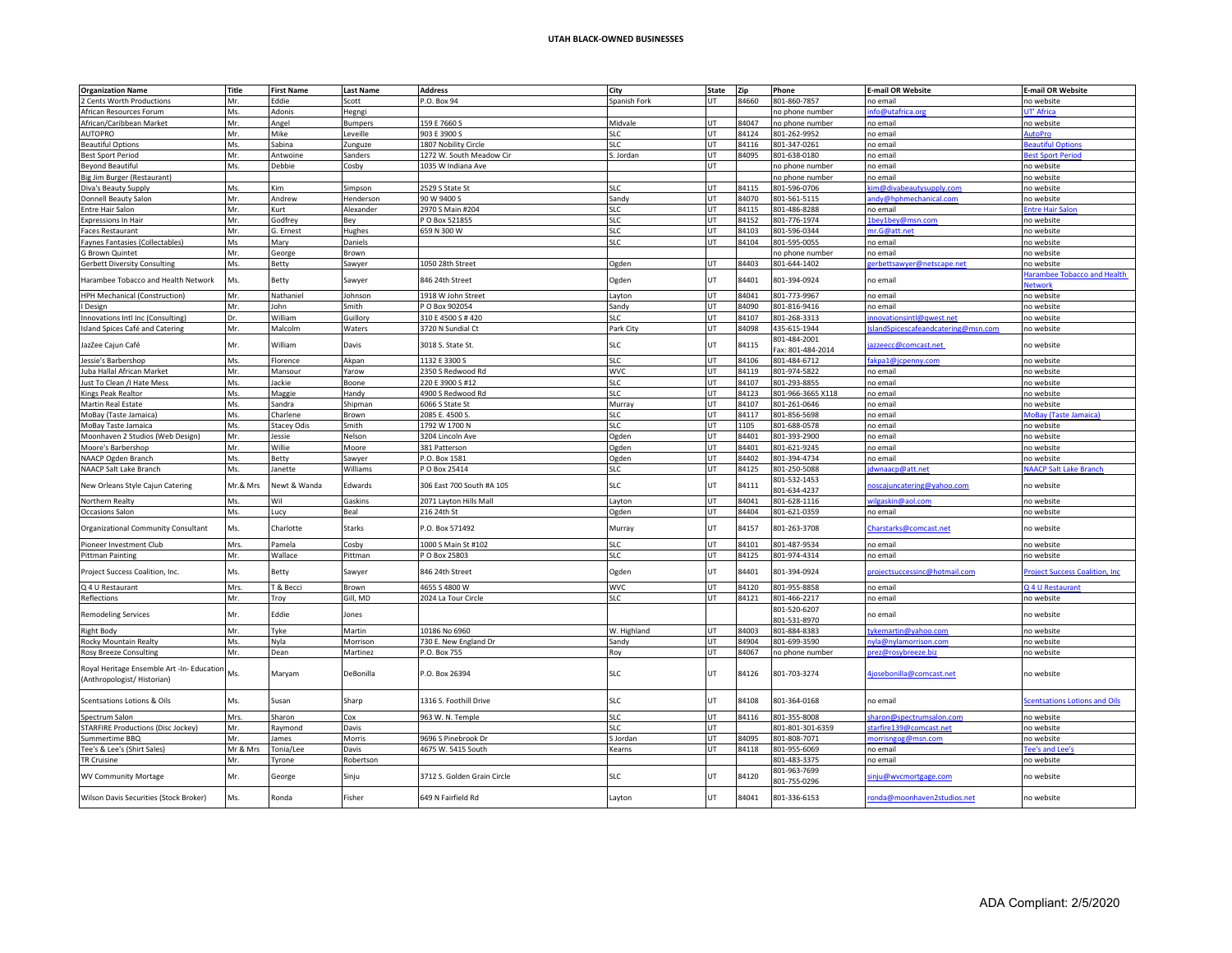**UTAH BLACK-OWNED BUSINESSES**

| Organization Name | Title | First Name | Last Name | Address | City | State | Zip | Phone | E-mail OR Website | E-mail OR Website |
|---|---|---|---|---|---|---|---|---|---|---|
| 2 Cents Worth Productions | Mr. | Eddie | Scott | P.O. Box 94 | Spanish Fork | UT | 84660 | 801-860-7857 | no email | no website |
| African Resources Forum | Ms. | Adonis | Hegngi | | | | | no phone number | info@utafrica.org | UT' Africa |
| African/Caribbean Market | Mr. | Angel | Bumpers | 159 E 7660 S | Midvale | UT | 84047 | no phone number | no email | no website |
| AUTOPRO | Mr. | Mike | Leveille | 903 E 3900 S | SLC | UT | 84124 | 801-262-9952 | no email | AutoPro |
| Beautiful Options | Ms. | Sabina | Zunguze | 1807 Nobility Circle | SLC | UT | 84116 | 801-347-0261 | no email | Beautiful Options |
| Best Sport Period | Mr. | Antwoine | Sanders | 1272 W. South Meadow Cir | S. Jordan | UT | 84095 | 801-638-0180 | no email | Best Sport Period |
| Beyond Beautiful | Ms. | Debbie | Cosby | 1035 W Indiana Ave | | UT | | no phone number | no email | no website |
| Big Jim Burger (Restaurant) | | | | | | | | no phone number | no email | no website |
| Diva's Beauty Supply | Ms. | Kim | Simpson | 2529 S State St | SLC | UT | 84115 | 801-596-0706 | kim@divabeautysupply.com | no website |
| Donnell Beauty Salon | Mr. | Andrew | Henderson | 90 W 9400 S | Sandy | UT | 84070 | 801-561-5115 | andy@hphmechanical.com | no website |
| Entre Hair Salon | Mr. | Kurt | Alexander | 2970 S Main #204 | SLC | UT | 84115 | 801-486-8288 | no email | Entre Hair Salon |
| Expressions In Hair | Mr. | Godfrey | Bey | P O Box 521855 | SLC | UT | 84152 | 801-776-1974 | 1bey1bey@msn.com | no website |
| Faces Restaurant | Mr. | G. Ernest | Hughes | 659 N 300 W | SLC | UT | 84103 | 801-596-0344 | mr.G@att.net | no website |
| Faynes Fantasies (Collectables) | Ms | Mary | Daniels | | SLC | UT | 84104 | 801-595-0055 | no email | no website |
| G Brown Quintet | Mr. | George | Brown | | | | | no phone number | no email | no website |
| Gerbett Diversity Consulting | Ms. | Betty | Sawyer | 1050 28th Street | Ogden | UT | 84403 | 801-644-1402 | gerbettsawyer@netscape.net | no website |
| Harambee Tobacco and Health Network | Ms. | Betty | Sawyer | 846 24th Street | Ogden | UT | 84401 | 801-394-0924 | no email | Harambee Tobacco and Health Network |
| HPH Mechanical (Construction) | Mr. | Nathaniel | Johnson | 1918 W John Street | Layton | UT | 84041 | 801-773-9967 | no email | no website |
| I Design | Mr. | John | Smith | P O Box 902054 | Sandy | UT | 84090 | 801-816-9416 | no email | no website |
| Innovations Intl Inc (Consulting) | Dr. | William | Guillory | 310 E 4500 S # 420 | SLC | UT | 84107 | 801-268-3313 | innovationsintl@qwest.net | no website |
| Island Spices Café and Catering | Mr. | Malcolm | Waters | 3720 N Sundial Ct | Park City | UT | 84098 | 435-615-1944 | IslandSpicescafeandcatering@msn.com | no website |
| JazZee Cajun Café | Mr. | William | Davis | 3018 S. State St. | SLC | UT | 84115 | 801-484-2001 Fax: 801-484-2014 | jazzeecc@comcast.net | no website |
| Jessie's Barbershop | Ms. | Florence | Akpan | 1132 E 3300 S | SLC | UT | 84106 | 801-484-6712 | fakpa1@jcpenny.com | no website |
| Juba Hallal African Market | Mr. | Mansour | Yarow | 2350 S Redwood Rd | WVC | UT | 84119 | 801-974-5822 | no email | no website |
| Just To Clean /I Hate Mess | Ms. | Jackie | Boone | 220 E 3900 S #12 | SLC | UT | 84107 | 801-293-8855 | no email | no website |
| Kings Peak Realtor | Ms. | Maggie | Handy | 4900 S Redwood Rd | SLC | UT | 84123 | 801-966-3665 X118 | no email | no website |
| Martin Real Estate | Ms. | Sandra | Shipman | 6066 S State St | Murray | UT | 84107 | 801-261-0646 | no email | no website |
| MoBay (Taste Jamaica) | Ms. | Charlene | Brown | 2085 E. 4500 S. | SLC | UT | 84117 | 801-856-5698 | no email | MoBay (Taste Jamaica) |
| MoBay Taste Jamaica | Ms. | Stacey Odis | Smith | 1792 W 1700 N | SLC | UT | 1105 | 801-688-0578 | no email | no website |
| Moonhaven 2 Studios (Web Design) | Mr. | Jessie | Nelson | 3204 Lincoln Ave | Ogden | UT | 84401 | 801-393-2900 | no email | no website |
| Moore's Barbershop | Mr. | Willie | Moore | 381 Patterson | Ogden | UT | 84401 | 801-621-9245 | no email | no website |
| NAACP Ogden Branch | Ms. | Betty | Sawyer | P.O. Box 1581 | Ogden | UT | 84402 | 801-394-4734 | no email | no website |
| NAACP Salt Lake Branch | Ms. | Janette | Williams | P O Box 25414 | SLC | UT | 84125 | 801-250-5088 | jdwnaacp@att.net | NAACP Salt Lake Branch |
| New Orleans Style Cajun Catering | Mr.& Mrs | Newt & Wanda | Edwards | 306 East 700 South #A 105 | SLC | UT | 84111 | 801-532-1453 801-634-4237 | noscajuncatering@yahoo.com | no website |
| Northern Realty | Ms. | Wil | Gaskins | 2071 Layton Hills Mall | Layton | UT | 84041 | 801-628-1116 | wilgaskin@aol.com | no website |
| Occasions Salon | Ms. | Lucy | Beal | 216 24th St | Ogden | UT | 84404 | 801-621-0359 | no email | no website |
| Organizational Community Consultant | Ms. | Charlotte | Starks | P.O. Box 571492 | Murray | UT | 84157 | 801-263-3708 | Charstarks@comcast.net | no website |
| Pioneer Investment Club | Mrs. | Pamela | Cosby | 1000 S Main St #102 | SLC | UT | 84101 | 801-487-9534 | no email | no website |
| Pittman Painting | Mr. | Wallace | Pittman | P O Box 25803 | SLC | UT | 84125 | 801-974-4314 | no email | no website |
| Project Success Coalition, Inc. | Ms. | Betty | Sawyer | 846 24th Street | Ogden | UT | 84401 | 801-394-0924 | projectsuccessinc@hotmail.com | Project Success Coalition, Inc |
| Q 4 U Restaurant | Mrs. | T & Becci | Brown | 4655 S 4800 W | WVC | UT | 84120 | 801-955-8858 | no email | Q 4 U Restaurant |
| Reflections | Mr. | Troy | Gill, MD | 2024 La Tour Circle | SLC | UT | 84121 | 801-466-2217 | no email | no website |
| Remodeling Services | Mr. | Eddie | Jones | | | | | 801-520-6207 801-531-8970 | no email | no website |
| Right Body | Mr. | Tyke | Martin | 10186 No 6960 | W. Highland | UT | 84003 | 801-884-8383 | tykemartin@yahoo.com | no website |
| Rocky Mountain Realty | Ms. | Nyla | Morrison | 730 E. New England Dr | Sandy | UT | 84904 | 801-699-3590 | nyla@nylamorrison.com | no website |
| Rosy Breeze Consulting | Mr. | Dean | Martinez | P.O. Box 755 | Roy | UT | 84067 | no phone number | prez@rosybreeze.biz | no website |
| Royal Heritage Ensemble Art -In- Education (Anthropologist/ Historian) | Ms. | Maryam | DeBonilla | P.O. Box 26394 | SLC | UT | 84126 | 801-703-3274 | 4josebonilla@comcast.net | no website |
| Scentsations Lotions & Oils | Ms. | Susan | Sharp | 1316 S. Foothill Drive | SLC | UT | 84108 | 801-364-0168 | no email | Scentsations Lotions and Oils |
| Spectrum Salon | Mrs. | Sharon | Cox | 963 W. N. Temple | SLC | UT | 84116 | 801-355-8008 | sharon@spectrumsalon.com | no website |
| STARFIRE Productions (Disc Jockey) | Mr. | Raymond | Davis | | SLC | UT | | 801-801-301-6359 | starfire139@comcast.net | no website |
| Summertime BBQ | Mr. | James | Morris | 9696 S Pinebrook Dr | S Jordan | UT | 84095 | 801-808-7071 | morrisngog@msn.com | no website |
| Tee's & Lee's (Shirt Sales) | Mr & Mrs | Tonia/Lee | Davis | 4675 W. 5415 South | Kearns | UT | 84118 | 801-955-6069 | no email | Tee's and Lee's |
| TR Cruisine | Mr. | Tyrone | Robertson | | | | | 801-483-3375 | no email | no website |
| WV Community Mortage | Mr. | George | Sinju | 3712 S. Golden Grain Circle | SLC | UT | 84120 | 801-963-7699 801-755-0296 | sinju@wvcmortgage.com | no website |
| Wilson Davis Securities (Stock Broker) | Ms. | Ronda | Fisher | 649 N Fairfield Rd | Layton | UT | 84041 | 801-336-6153 | ronda@moonhaven2studios.net | no website |

ADA Compliant: 2/5/2020